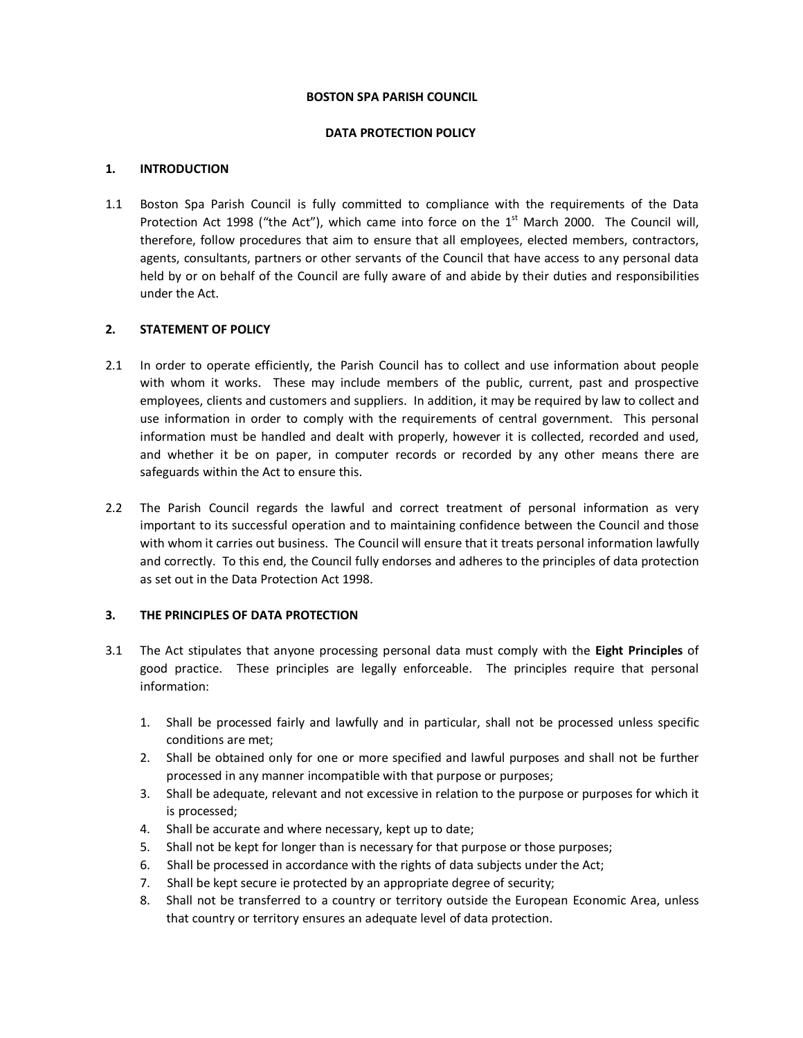# BOSTON SPA PARISH COUNCIL

## DATA PROTECTION POLICY

### 1. INTRODUCTION

1.1 Boston Spa Parish Council is fully committed to compliance with the requirements of the Data Protection Act 1998 ("the Act"), which came into force on the 1st March 2000. The Council will, therefore, follow procedures that aim to ensure that all employees, elected members, contractors, agents, consultants, partners or other servants of the Council that have access to any personal data held by or on behalf of the Council are fully aware of and abide by their duties and responsibilities under the Act.

### 2. STATEMENT OF POLICY

2.1 In order to operate efficiently, the Parish Council has to collect and use information about people with whom it works. These may include members of the public, current, past and prospective employees, clients and customers and suppliers. In addition, it may be required by law to collect and use information in order to comply with the requirements of central government. This personal information must be handled and dealt with properly, however it is collected, recorded and used, and whether it be on paper, in computer records or recorded by any other means there are safeguards within the Act to ensure this.

2.2 The Parish Council regards the lawful and correct treatment of personal information as very important to its successful operation and to maintaining confidence between the Council and those with whom it carries out business. The Council will ensure that it treats personal information lawfully and correctly. To this end, the Council fully endorses and adheres to the principles of data protection as set out in the Data Protection Act 1998.

### 3. THE PRINCIPLES OF DATA PROTECTION

3.1 The Act stipulates that anyone processing personal data must comply with the **Eight Principles** of good practice. These principles are legally enforceable. The principles require that personal information:

1. Shall be processed fairly and lawfully and in particular, shall not be processed unless specific conditions are met;
2. Shall be obtained only for one or more specified and lawful purposes and shall not be further processed in any manner incompatible with that purpose or purposes;
3. Shall be adequate, relevant and not excessive in relation to the purpose or purposes for which it is processed;
4. Shall be accurate and where necessary, kept up to date;
5. Shall not be kept for longer than is necessary for that purpose or those purposes;
6. Shall be processed in accordance with the rights of data subjects under the Act;
7. Shall be kept secure ie protected by an appropriate degree of security;
8. Shall not be transferred to a country or territory outside the European Economic Area, unless that country or territory ensures an adequate level of data protection.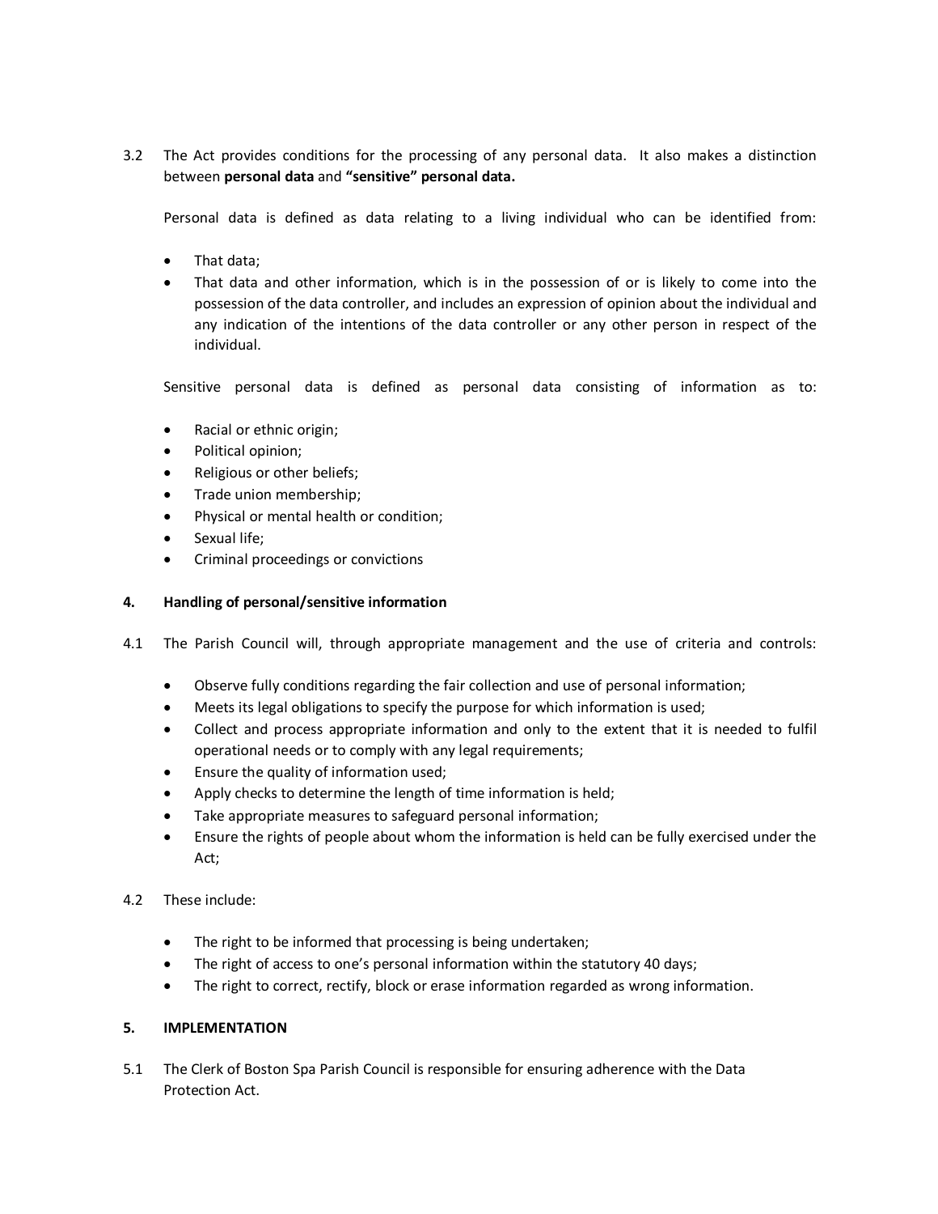3.2 The Act provides conditions for the processing of any personal data. It also makes a distinction between **personal data** and **"sensitive" personal data.**

Personal data is defined as data relating to a living individual who can be identified from:

- That data;
- That data and other information, which is in the possession of or is likely to come into the possession of the data controller, and includes an expression of opinion about the individual and any indication of the intentions of the data controller or any other person in respect of the individual.

Sensitive personal data is defined as personal data consisting of information as to:

- Racial or ethnic origin;
- Political opinion;
- Religious or other beliefs;
- Trade union membership;
- Physical or mental health or condition;
- Sexual life;
- Criminal proceedings or convictions

## 4. Handling of personal/sensitive information

4.1 The Parish Council will, through appropriate management and the use of criteria and controls:

- Observe fully conditions regarding the fair collection and use of personal information;
- Meets its legal obligations to specify the purpose for which information is used;
- Collect and process appropriate information and only to the extent that it is needed to fulfil operational needs or to comply with any legal requirements;
- Ensure the quality of information used;
- Apply checks to determine the length of time information is held;
- Take appropriate measures to safeguard personal information;
- Ensure the rights of people about whom the information is held can be fully exercised under the Act;

4.2 These include:

- The right to be informed that processing is being undertaken;
- The right of access to one's personal information within the statutory 40 days;
- The right to correct, rectify, block or erase information regarded as wrong information.

## 5. IMPLEMENTATION

5.1 The Clerk of Boston Spa Parish Council is responsible for ensuring adherence with the Data Protection Act.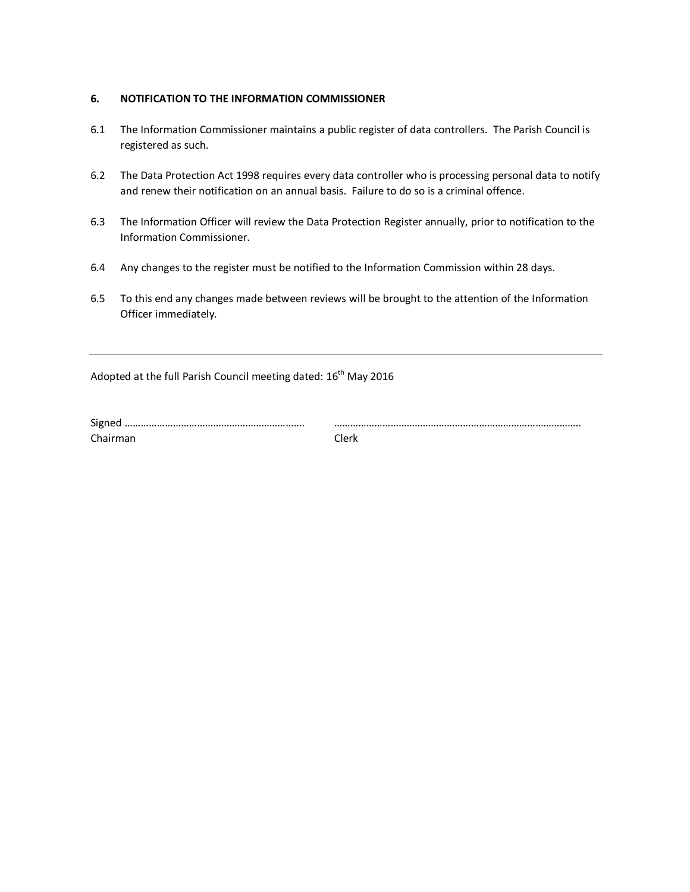## 6. NOTIFICATION TO THE INFORMATION COMMISSIONER

6.1 The Information Commissioner maintains a public register of data controllers. The Parish Council is registered as such.

6.2 The Data Protection Act 1998 requires every data controller who is processing personal data to notify and renew their notification on an annual basis. Failure to do so is a criminal offence.

6.3 The Information Officer will review the Data Protection Register annually, prior to notification to the Information Commissioner.

6.4 Any changes to the register must be notified to the Information Commission within 28 days.

6.5 To this end any changes made between reviews will be brought to the attention of the Information Officer immediately.

---

Adopted at the full Parish Council meeting dated: 16th May 2016

Signed …………………………………………………………. ………………………………………………………………………………..

Chairman Clerk